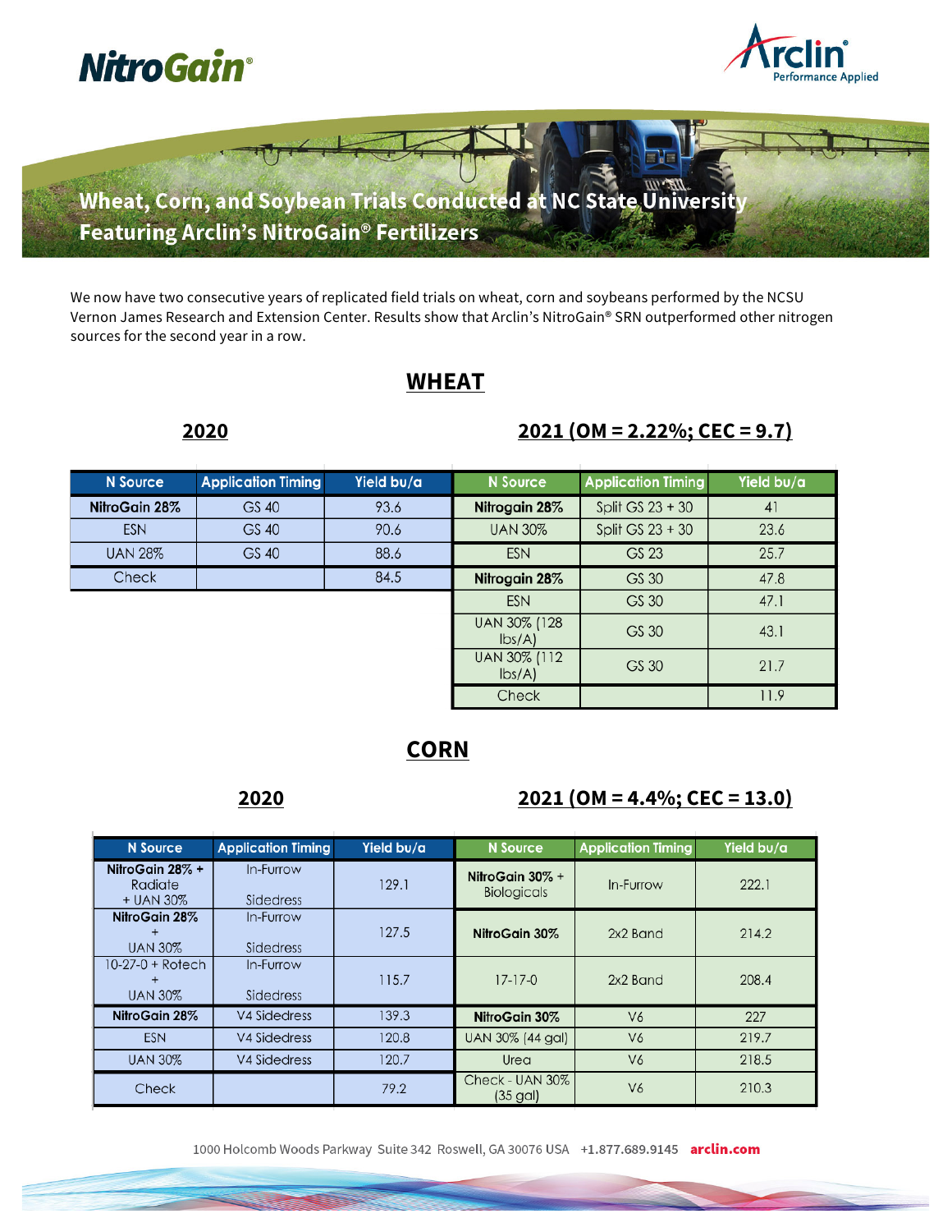# Wheat, Corn, and Soybean Trials Conducted at NC State University Featuring Arclin's NitroGain® Fertilizers

We now have two consecutive years of replicated field trials on wheat, corn and soybeans performed by the NCSU Vernon James Research and Extension Center. Results show that Arclin's NitroGain® SRN outperformed other nitrogen sources for the second year in a row.

## WHEAT

### 2020

| N Source | Application Timing | Yield bu/a |
|---|---|---|
| **NitroGain 28%** | GS 40 | 93.6 |
| ESN | GS 40 | 90.6 |
| UAN 28% | GS 40 | 88.6 |
| Check | | 84.5 |

### 2021 (OM = 2.22%; CEC = 9.7)

| N Source | Application Timing | Yield bu/a |
|---|---|---|
| **Nitrogain 28%** | Split GS 23 + 30 | 41 |
| UAN 30% | Split GS 23 + 30 | 23.6 |
| ESN | GS 23 | 25.7 |
| **Nitrogain 28%** | GS 30 | 47.8 |
| ESN | GS 30 | 47.1 |
| UAN 30% (128 lbs/A) | GS 30 | 43.1 |
| UAN 30% (112 lbs/A) | GS 30 | 21.7 |
| Check | | 11.9 |

## CORN

### 2020

| N Source | Application Timing | Yield bu/a |
|---|---|---|
| **NitroGain 28% +** Radiate + UAN 30% | In-Furrow Sidedress | 129.1 |
| **NitroGain 28%** + UAN 30% | In-Furrow Sidedress | 127.5 |
| 10-27-0 + Rotech + UAN 30% | In-Furrow Sidedress | 115.7 |
| **NitroGain 28%** | V4 Sidedress | 139.3 |
| ESN | V4 Sidedress | 120.8 |
| UAN 30% | V4 Sidedress | 120.7 |
| Check | | 79.2 |

### 2021 (OM = 4.4%; CEC = 13.0)

| N Source | Application Timing | Yield bu/a |
|---|---|---|
| **NitroGain 30% +** Biologicals | In-Furrow | 222.1 |
| **NitroGain 30%** | 2x2 Band | 214.2 |
| 17-17-0 | 2x2 Band | 208.4 |
| **NitroGain 30%** | V6 | 227 |
| UAN 30% (44 gal) | V6 | 219.7 |
| Urea | V6 | 218.5 |
| Check - UAN 30% (35 gal) | V6 | 210.3 |

1000 Holcomb Woods Parkway Suite 342 Roswell, GA 30076 USA +1.877.689.9145 arclin.com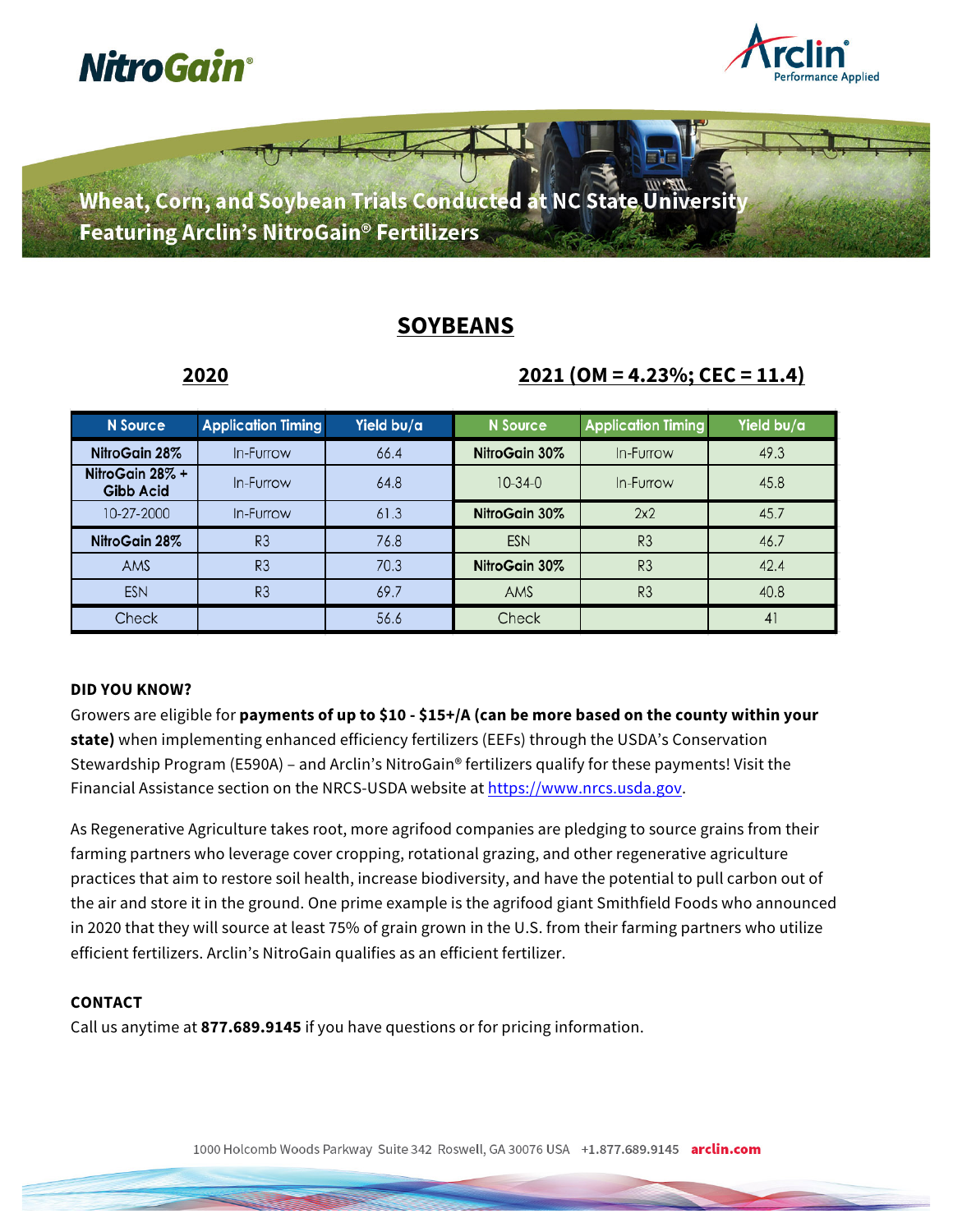NitroGain®

Arclin® Performance Applied

# Wheat, Corn, and Soybean Trials Conducted at NC State University Featuring Arclin's NitroGain® Fertilizers

## SOYBEANS

| 2020 | | | 2021 (OM = 4.23%; CEC = 11.4) | | |
|---|---|---|---|---|---|
| N Source | Application Timing | Yield bu/a | N Source | Application Timing | Yield bu/a |
| **NitroGain 28%** | In-Furrow | 66.4 | **NitroGain 30%** | In-Furrow | 49.3 |
| **NitroGain 28% + Gibb Acid** | In-Furrow | 64.8 | 10-34-0 | In-Furrow | 45.8 |
| 10-27-2000 | In-Furrow | 61.3 | **NitroGain 30%** | 2x2 | 45.7 |
| **NitroGain 28%** | R3 | 76.8 | ESN | R3 | 46.7 |
| AMS | R3 | 70.3 | **NitroGain 30%** | R3 | 42.4 |
| ESN | R3 | 69.7 | AMS | R3 | 40.8 |
| Check | | 56.6 | Check | | 41 |

**DID YOU KNOW?**

Growers are eligible for **payments of up to $10 - $15+/A (can be more based on the county within your state)** when implementing enhanced efficiency fertilizers (EEFs) through the USDA's Conservation Stewardship Program (E590A) – and Arclin's NitroGain® fertilizers qualify for these payments! Visit the Financial Assistance section on the NRCS-USDA website at [https://www.nrcs.usda.gov](https://www.nrcs.usda.gov).

As Regenerative Agriculture takes root, more agrifood companies are pledging to source grains from their farming partners who leverage cover cropping, rotational grazing, and other regenerative agriculture practices that aim to restore soil health, increase biodiversity, and have the potential to pull carbon out of the air and store it in the ground. One prime example is the agrifood giant Smithfield Foods who announced in 2020 that they will source at least 75% of grain grown in the U.S. from their farming partners who utilize efficient fertilizers. Arclin's NitroGain qualifies as an efficient fertilizer.

**CONTACT**

Call us anytime at **877.689.9145** if you have questions or for pricing information.

1000 Holcomb Woods Parkway Suite 342 Roswell, GA 30076 USA +1.877.689.9145 **arclin.com**